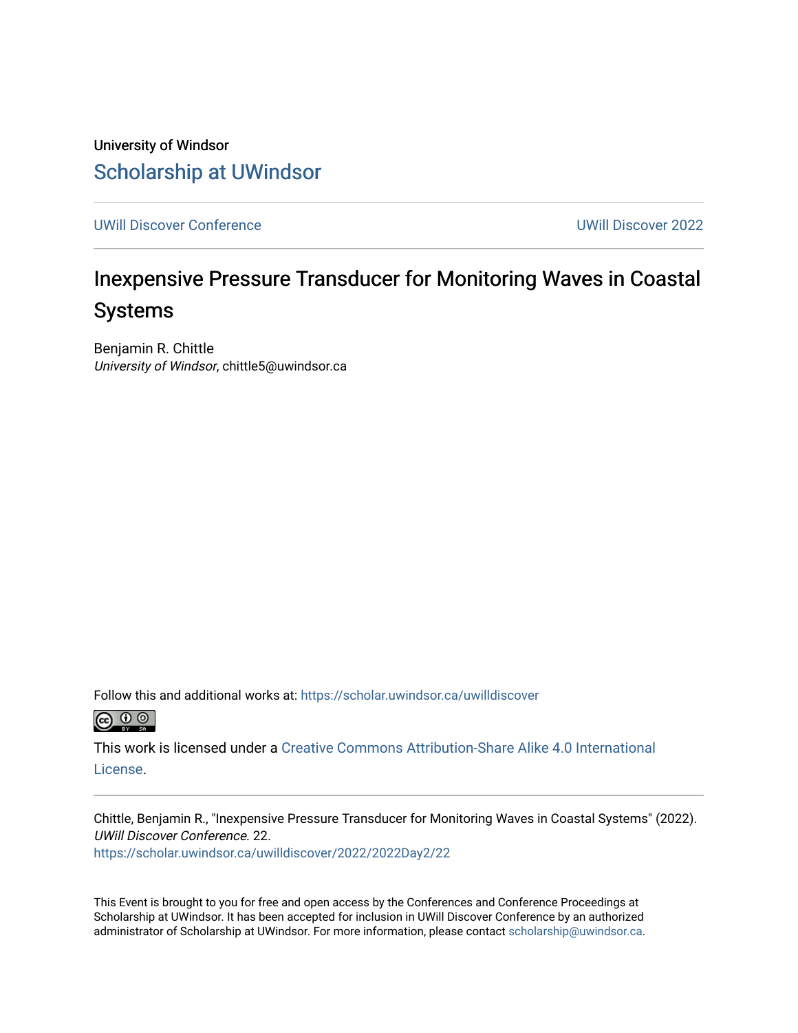University of Windsor

Scholarship at UWindsor

UWill Discover Conference | UWill Discover 2022

# Inexpensive Pressure Transducer for Monitoring Waves in Coastal Systems

Benjamin R. Chittle
*University of Windsor*, chittle5@uwindsor.ca

Follow this and additional works at: https://scholar.uwindsor.ca/uwilldiscover

This work is licensed under a Creative Commons Attribution-Share Alike 4.0 International License.

Chittle, Benjamin R., "Inexpensive Pressure Transducer for Monitoring Waves in Coastal Systems" (2022). *UWill Discover Conference*. 22.
https://scholar.uwindsor.ca/uwilldiscover/2022/2022Day2/22

This Event is brought to you for free and open access by the Conferences and Conference Proceedings at Scholarship at UWindsor. It has been accepted for inclusion in UWill Discover Conference by an authorized administrator of Scholarship at UWindsor. For more information, please contact scholarship@uwindsor.ca.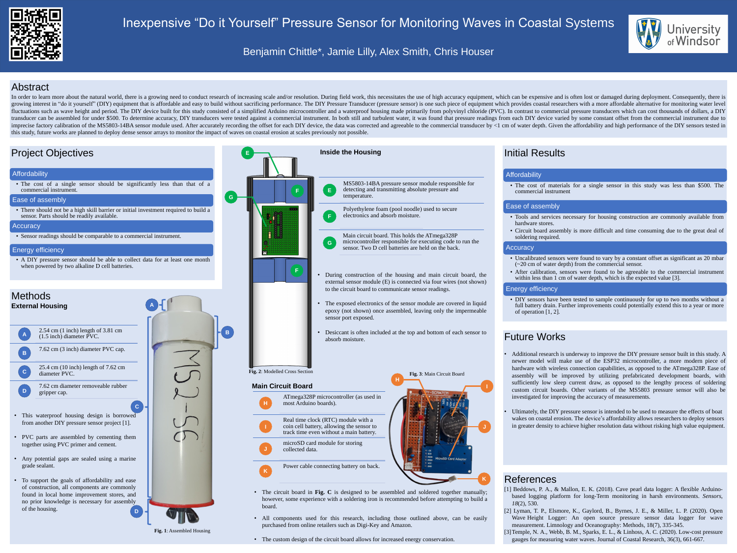# Inexpensive "Do it Yourself" Pressure Sensor for Monitoring Waves in Coastal Systems

Benjamin Chittle*, Jamie Lilly, Alex Smith, Chris Houser

University of Windsor

## Abstract

In order to learn more about the natural world, there is a growing need to conduct research of increasing scale and/or resolution. During field work, this necessitates the use of high accuracy equipment, which can be expensive and is often lost or damaged during deployment. Consequently, there is growing interest in "do it yourself" (DIY) equipment that is affordable and easy to build without sacrificing performance. The DIY Pressure Transducer (pressure sensor) is one such piece of equipment which provides coastal researchers with a more affordable alternative for monitoring water level fluctuations such as wave height and period. The DIY device built for this study consisted of a simplified Arduino microcontroller and a waterproof housing made primarily from polyvinyl chloride (PVC). In contrast to commercial pressure transducers which can cost thousands of dollars, a DIY transducer can be assembled for under $500. To determine accuracy, DIY transducers were tested against a commercial instrument. In both still and turbulent water, it was found that pressure readings from each DIY device varied by some constant offset from the commercial instrument due to imprecise factory calibration of the MS5803-14BA sensor module used. After accurately recording the offset for each DIY device, the data was corrected and agreeable to the commercial transducer by <1 cm of water depth. Given the affordability and high performance of the DIY sensors tested in this study, future works are planned to deploy dense sensor arrays to monitor the impact of waves on coastal erosion at scales previously not possible.

## Project Objectives

### Affordability

- The cost of a single sensor should be significantly less than that of a commercial instrument.

### Ease of assembly

- There should not be a high skill barrier or initial investment required to build a sensor. Parts should be readily available.

### Accuracy

- Sensor readings should be comparable to a commercial instrument.

### Energy efficiency

- A DIY pressure sensor should be able to collect data for at least one month when powered by two alkaline D cell batteries.

## Methods

### External Housing

| | |
|---|---|
| A | 2.54 cm (1 inch) length of 3.81 cm (1.5 inch) diameter PVC. |
| B | 7.62 cm (3 inch) diameter PVC cap. |
| C | 25.4 cm (10 inch) length of 7.62 cm diameter PVC. |
| D | 7.62 cm diameter removeable rubber gripper cap. |

- This waterproof housing design is borrowed from another DIY pressure sensor project [1].
- PVC parts are assembled by cementing them together using PVC primer and cement.
- Any potential gaps are sealed using a marine grade sealant.
- To support the goals of affordability and ease of construction, all components are commonly found in local home improvement stores, and no prior knowledge is necessary for assembly of the housing.

Fig. 1: Assembled Housing

### Inside the Housing

| | |
|---|---|
| E | MS5803-14BA pressure sensor module responsible for detecting and transmitting absolute pressure and temperature. |
| F | Polyethylene foam (pool noodle) used to secure electronics and absorb moisture. |
| G | Main circuit board. This holds the ATmega328P microcontroller responsible for executing code to run the sensor. Two D cell batteries are held on the back. |

- During construction of the housing and main circuit board, the external sensor module (E) is connected via four wires (not shown) to the circuit board to communicate sensor readings.
- The exposed electronics of the sensor module are covered in liquid epoxy (not shown) once assembled, leaving only the impermeable sensor port exposed.
- Desiccant is often included at the top and bottom of each sensor to absorb moisture.

Fig. 2: Modelled Cross Section

### Main Circuit Board

| | |
|---|---|
| H | ATmega328P microcontroller (as used in most Arduino boards). |
| I | Real time clock (RTC) module with a coin cell battery, allowing the sensor to track time even without a main battery. |
| J | microSD card module for storing collected data. |
| K | Power cable connecting battery on back. |

Fig. 3: Main Circuit Board

- The circuit board in **Fig. C** is designed to be assembled and soldered together manually; however, some experience with a soldering iron is recommended before attempting to build a board.
- All components used for this research, including those outlined above, can be easily purchased from online retailers such as Digi-Key and Amazon.
- The custom design of the circuit board allows for increased energy conservation.

## Initial Results

### Affordability

- The cost of materials for a single sensor in this study was less than $500. The commercial instrument

### Ease of assembly

- Tools and services necessary for housing construction are commonly available from hardware stores.
- Circuit board assembly is more difficult and time consuming due to the great deal of soldering required.

### Accuracy

- Uncalibrated sensors were found to vary by a constant offset as significant as 20 mbar (~20 cm of water depth) from the commercial sensor.
- After calibration, sensors were found to be agreeable to the commercial instrument within less than 1 cm of water depth, which is the expected value [3].

### Energy efficiency

- DIY sensors have been tested to sample continuously for up to two months without a full battery drain. Further improvements could potentially extend this to a year or more of operation [1, 2].

## Future Works

- Additional research is underway to improve the DIY pressure sensor built in this study. A newer model will make use of the ESP32 microcontroller, a more modern piece of hardware with wireless connection capabilities, as opposed to the ATmega328P. Ease of assembly will be improved by utilizing prefabricated development boards, with sufficiently low sleep current draw, as opposed to the lengthy process of soldering custom circuit boards. Other variants of the MS5803 pressure sensor will also be investigated for improving the accuracy of measurements.
- Ultimately, the DIY pressure sensor is intended to be used to measure the effects of boat wakes on coastal erosion. The device's affordability allows researchers to deploy sensors in greater density to achieve higher resolution data without risking high value equipment.

## References

[1] Beddows, P. A., & Mallon, E. K. (2018). Cave pearl data logger: A flexible Arduino-based logging platform for long-Term monitoring in harsh environments. *Sensors, 18*(2), 530.

[2] Lyman, T. P., Elsmore, K., Gaylord, B., Byrnes, J. E., & Miller, L. P. (2020). Open Wave Height Logger: An open source pressure sensor data logger for wave measurement. Limnology and Oceanography: Methods, 18(7), 335-345.

[3] Temple, N. A., Webb, B. M., Sparks, E. L., & Linhoss, A. C. (2020). Low-cost pressure gauges for measuring water waves. Journal of Coastal Research, 36(3), 661-667.